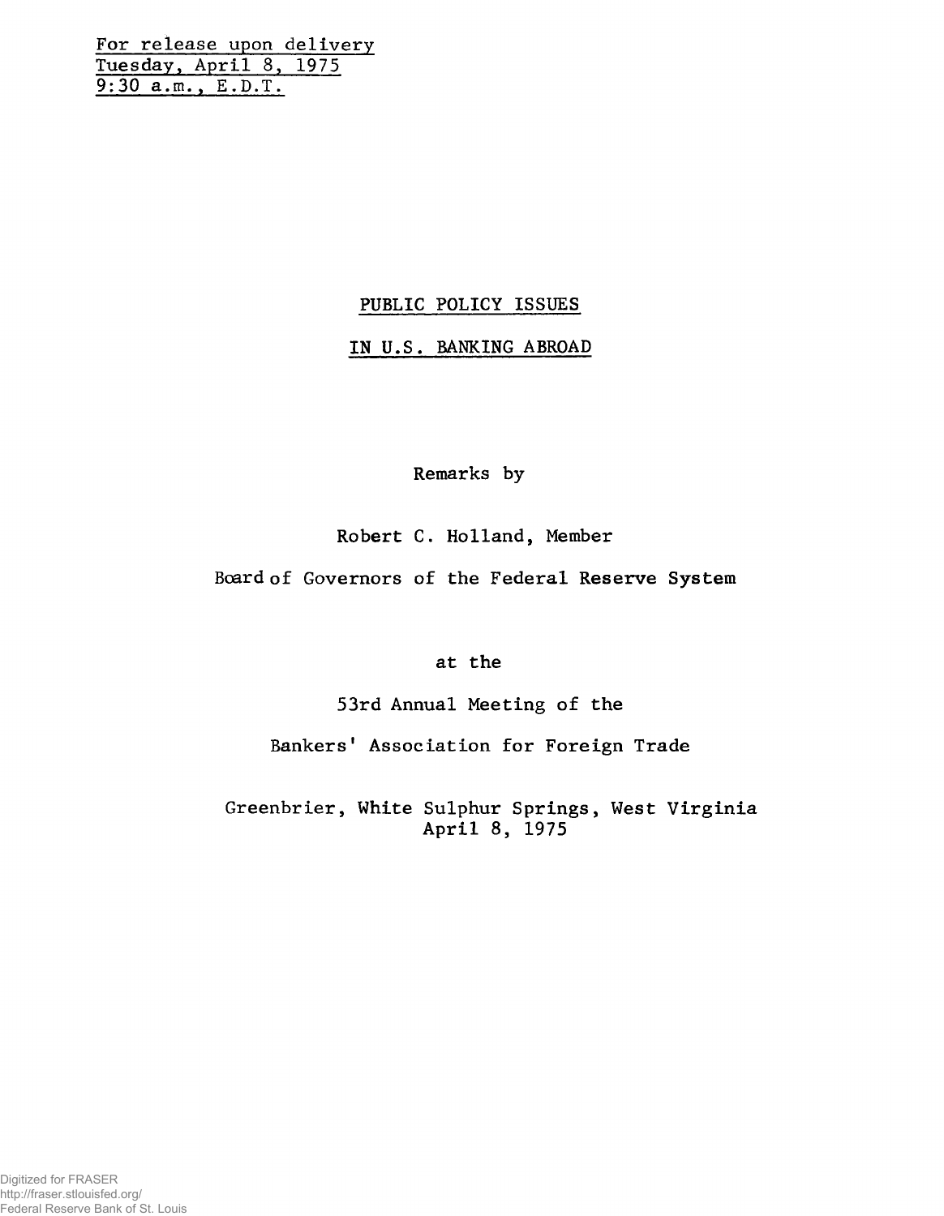For release upon delivery
Tuesday, April 8, 1975
9:30 a.m., E.D.T.

# PUBLIC POLICY ISSUES

# IN U.S. BANKING ABROAD

Remarks by

Robert C. Holland, Member

Board of Governors of the Federal Reserve System

at the

53rd Annual Meeting of the

Bankers' Association for Foreign Trade

Greenbrier, White Sulphur Springs, West Virginia
April 8, 1975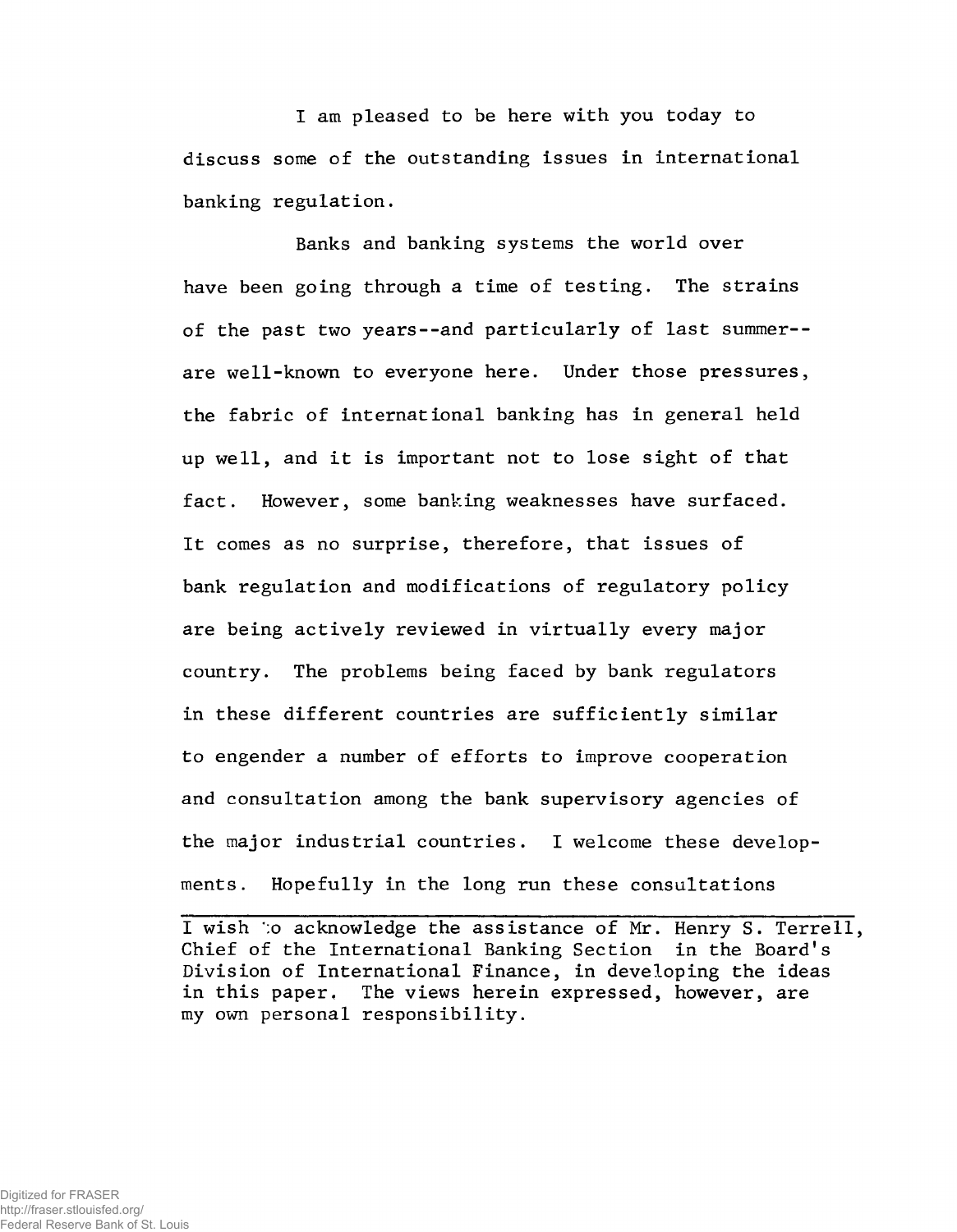I am pleased to be here with you today to discuss some of the outstanding issues in international banking regulation.

Banks and banking systems the world over have been going through a time of testing. The strains of the past two years--and particularly of last summer--are well-known to everyone here. Under those pressures, the fabric of international banking has in general held up well, and it is important not to lose sight of that fact. However, some banking weaknesses have surfaced. It comes as no surprise, therefore, that issues of bank regulation and modifications of regulatory policy are being actively reviewed in virtually every major country. The problems being faced by bank regulators in these different countries are sufficiently similar to engender a number of efforts to improve cooperation and consultation among the bank supervisory agencies of the major industrial countries. I welcome these developments. Hopefully in the long run these consultations

---

I wish to acknowledge the assistance of Mr. Henry S. Terrell, Chief of the International Banking Section in the Board's Division of International Finance, in developing the ideas in this paper. The views herein expressed, however, are my own personal responsibility.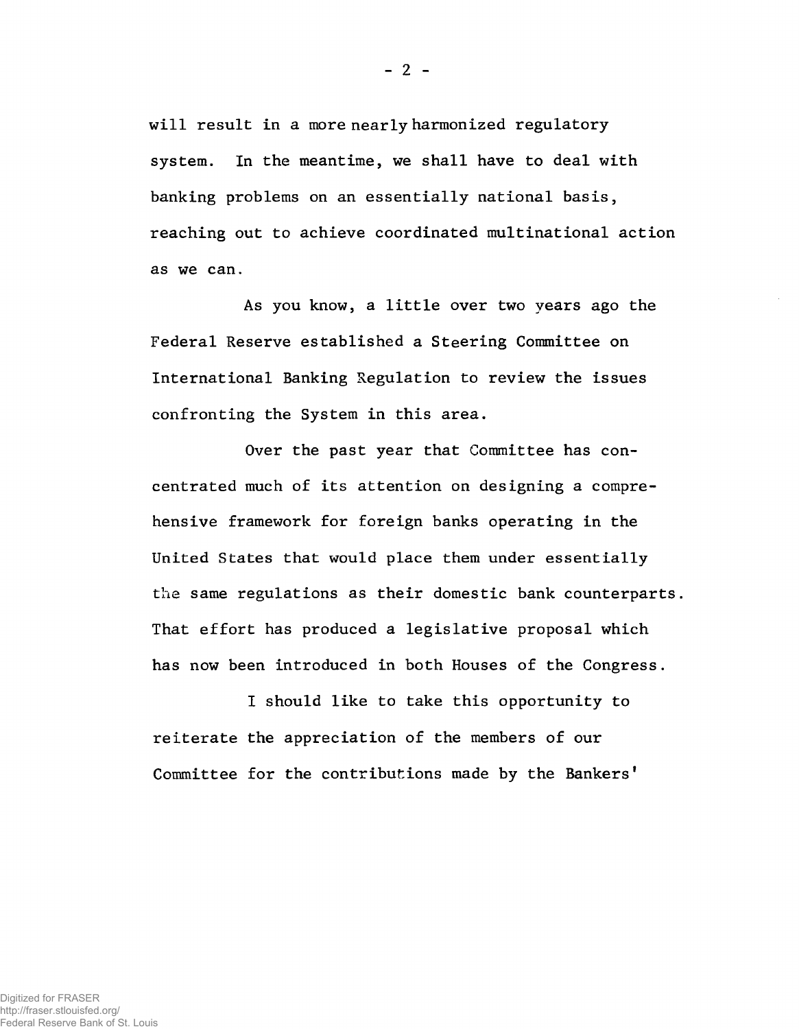will result in a more nearly harmonized regulatory system. In the meantime, we shall have to deal with banking problems on an essentially national basis, reaching out to achieve coordinated multinational action as we can.

As you know, a little over two years ago the Federal Reserve established a Steering Committee on International Banking Regulation to review the issues confronting the System in this area.

Over the past year that Committee has concentrated much of its attention on designing a comprehensive framework for foreign banks operating in the United States that would place them under essentially the same regulations as their domestic bank counterparts. That effort has produced a legislative proposal which has now been introduced in both Houses of the Congress.

I should like to take this opportunity to reiterate the appreciation of the members of our Committee for the contributions made by the Bankers'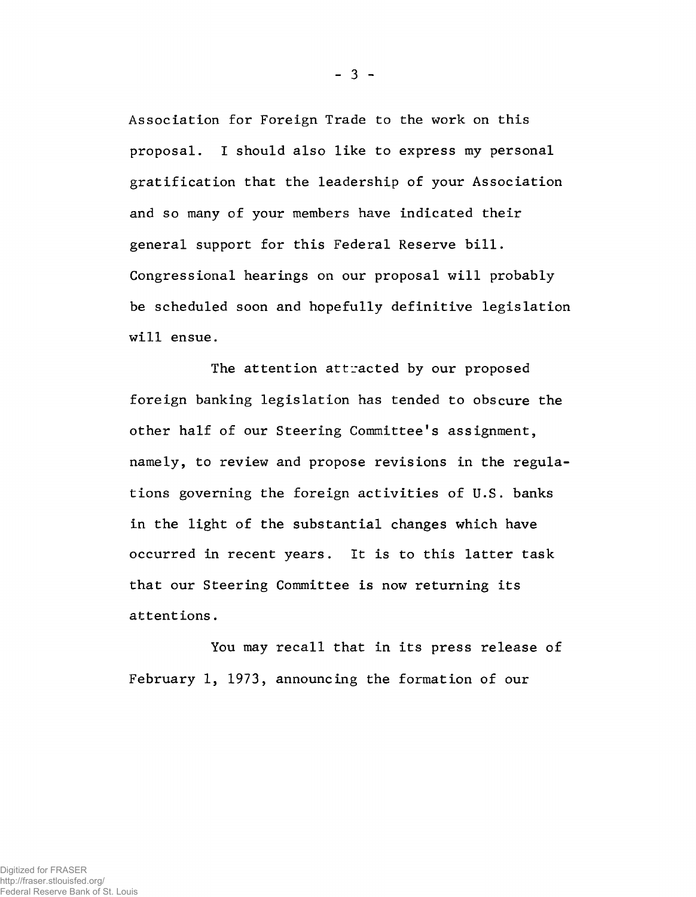Association for Foreign Trade to the work on this proposal. I should also like to express my personal gratification that the leadership of your Association and so many of your members have indicated their general support for this Federal Reserve bill. Congressional hearings on our proposal will probably be scheduled soon and hopefully definitive legislation will ensue.

The attention attracted by our proposed foreign banking legislation has tended to obscure the other half of our Steering Committee's assignment, namely, to review and propose revisions in the regulations governing the foreign activities of U.S. banks in the light of the substantial changes which have occurred in recent years. It is to this latter task that our Steering Committee is now returning its attentions.

You may recall that in its press release of February 1, 1973, announcing the formation of our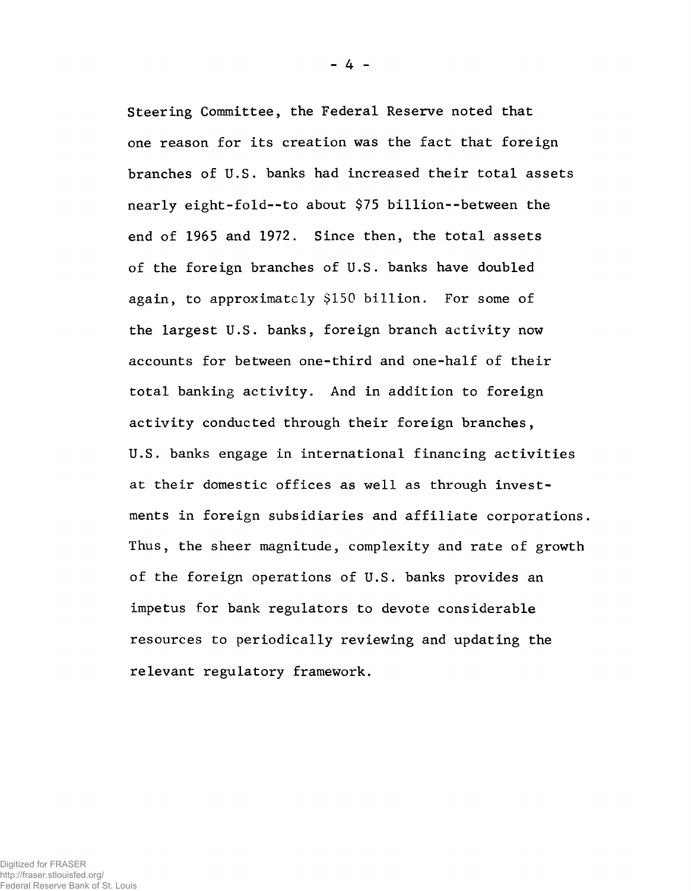Steering Committee, the Federal Reserve noted that one reason for its creation was the fact that foreign branches of U.S. banks had increased their total assets nearly eight-fold--to about $75 billion--between the end of 1965 and 1972. Since then, the total assets of the foreign branches of U.S. banks have doubled again, to approximately $150 billion. For some of the largest U.S. banks, foreign branch activity now accounts for between one-third and one-half of their total banking activity. And in addition to foreign activity conducted through their foreign branches, U.S. banks engage in international financing activities at their domestic offices as well as through investments in foreign subsidiaries and affiliate corporations. Thus, the sheer magnitude, complexity and rate of growth of the foreign operations of U.S. banks provides an impetus for bank regulators to devote considerable resources to periodically reviewing and updating the relevant regulatory framework.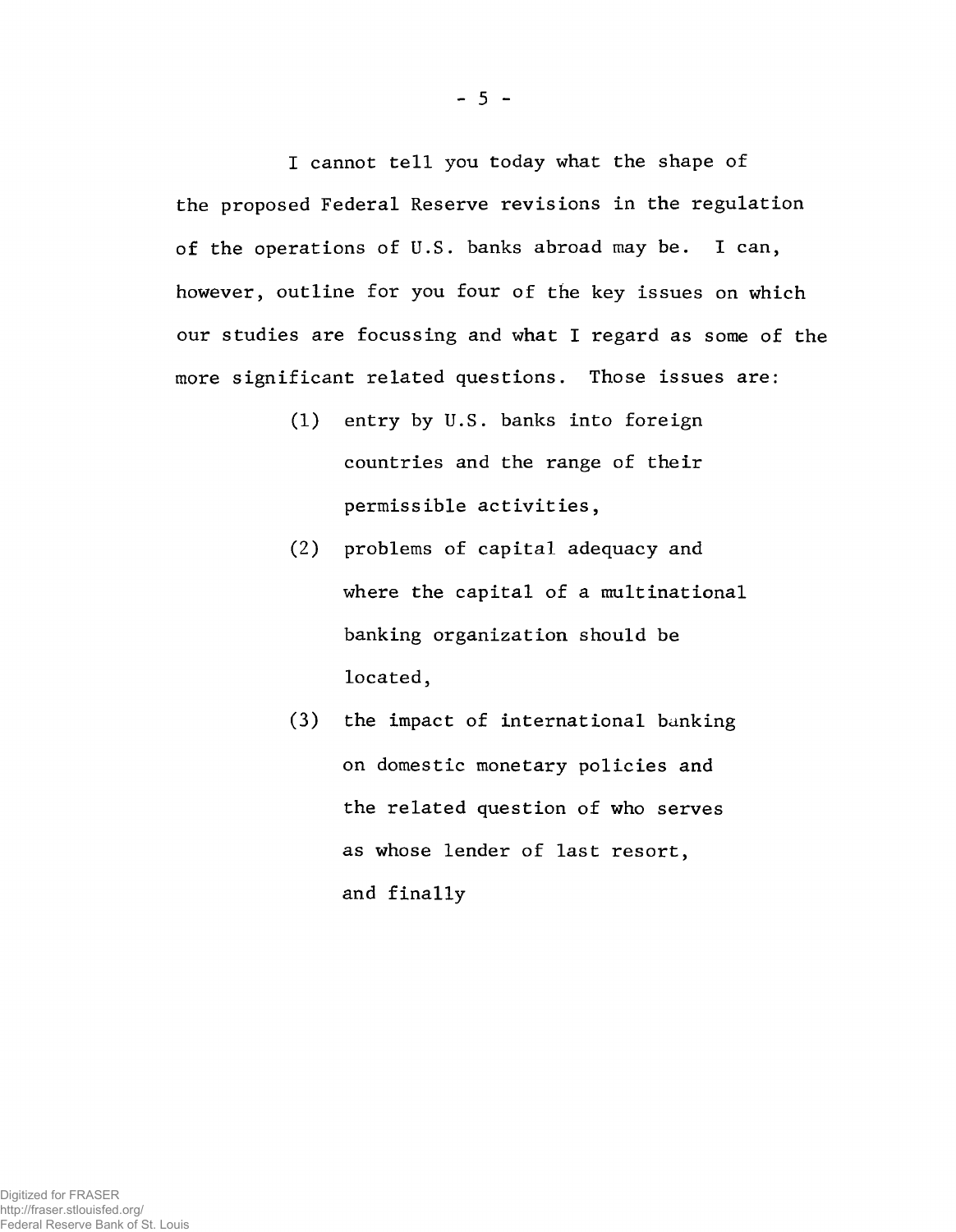I cannot tell you today what the shape of the proposed Federal Reserve revisions in the regulation of the operations of U.S. banks abroad may be. I can, however, outline for you four of the key issues on which our studies are focussing and what I regard as some of the more significant related questions. Those issues are:

(1) entry by U.S. banks into foreign countries and the range of their permissible activities,

(2) problems of capital adequacy and where the capital of a multinational banking organization should be located,

(3) the impact of international banking on domestic monetary policies and the related question of who serves as whose lender of last resort, and finally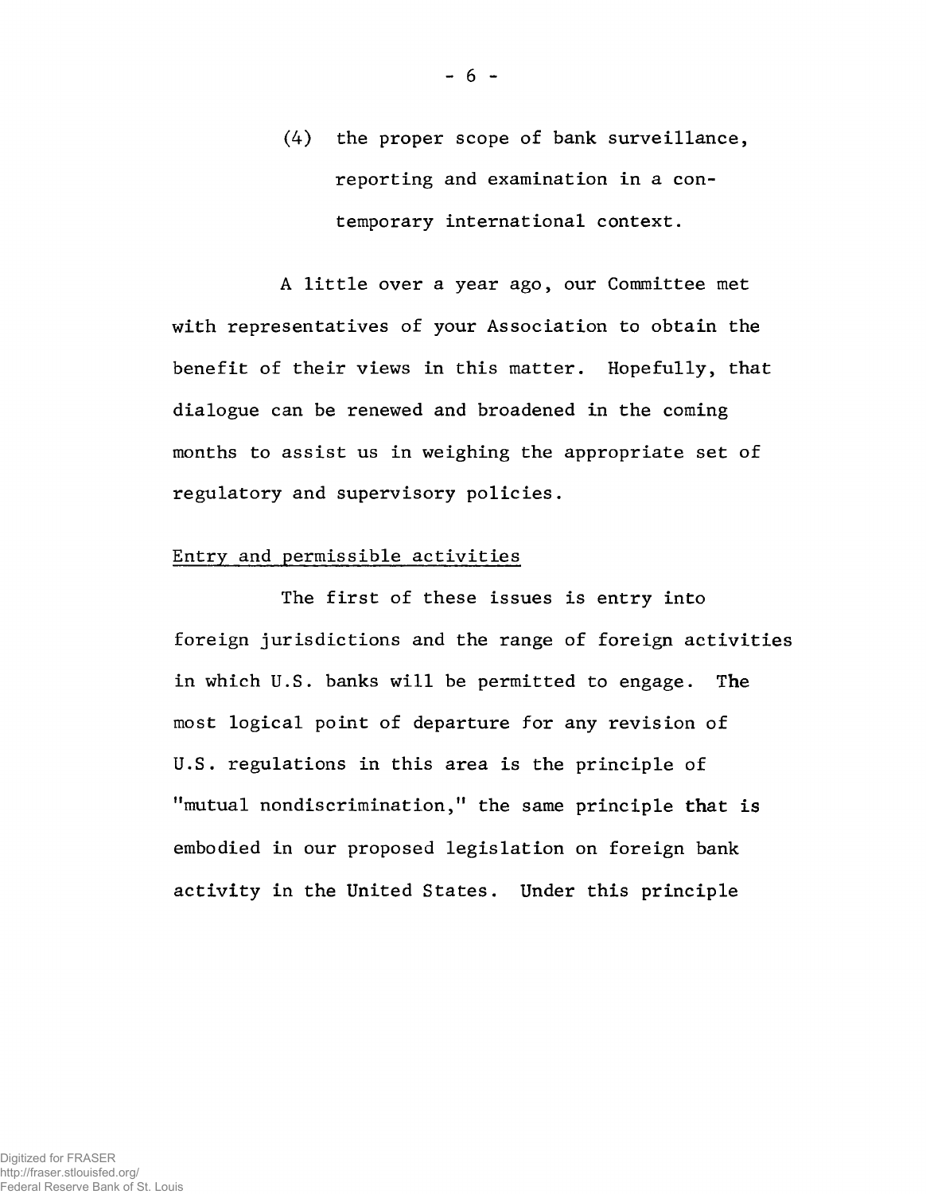(4) the proper scope of bank surveillance, reporting and examination in a contemporary international context.

A little over a year ago, our Committee met with representatives of your Association to obtain the benefit of their views in this matter. Hopefully, that dialogue can be renewed and broadened in the coming months to assist us in weighing the appropriate set of regulatory and supervisory policies.

Entry and permissible activities

The first of these issues is entry into foreign jurisdictions and the range of foreign activities in which U.S. banks will be permitted to engage. The most logical point of departure for any revision of U.S. regulations in this area is the principle of "mutual nondiscrimination," the same principle that is embodied in our proposed legislation on foreign bank activity in the United States. Under this principle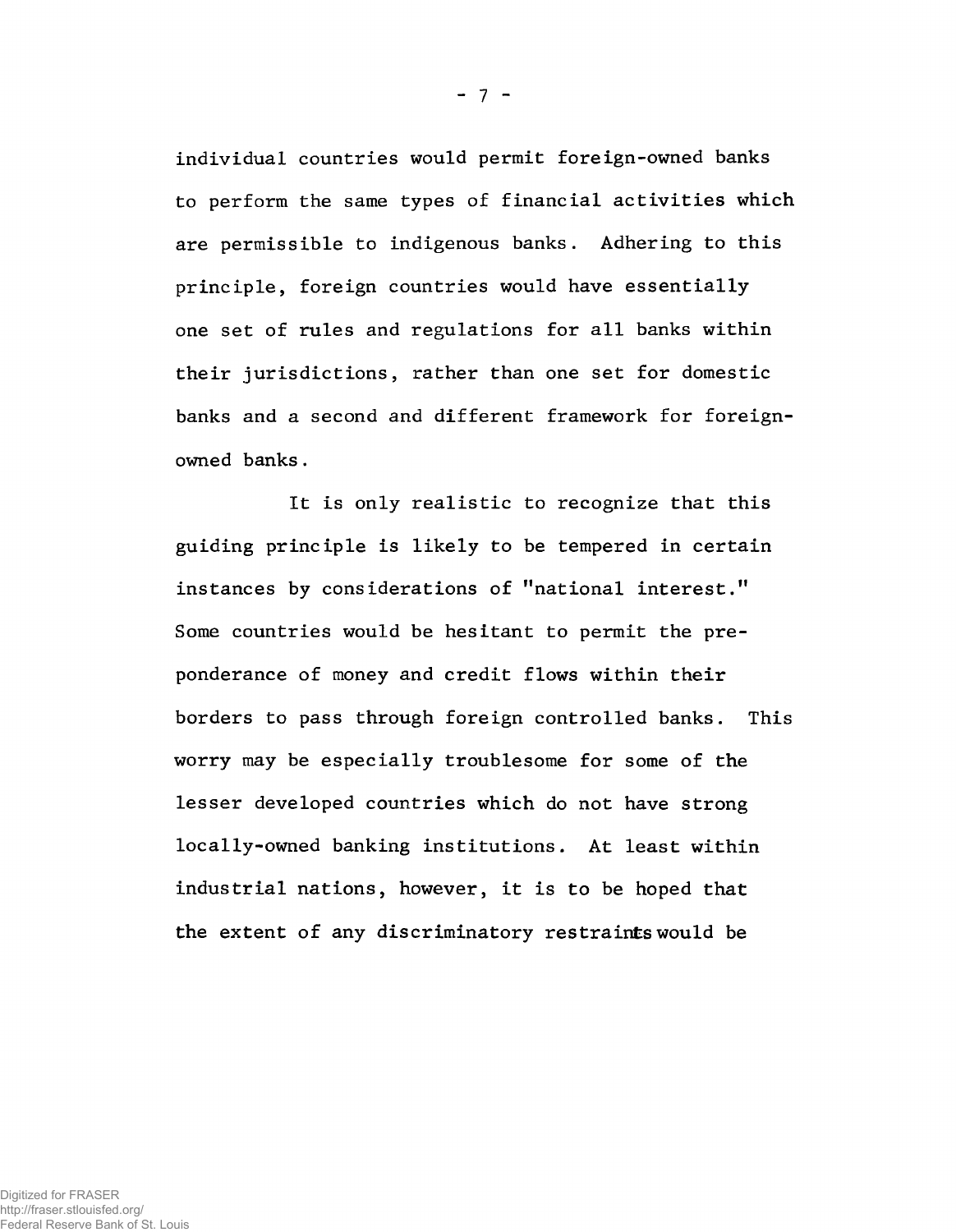individual countries would permit foreign-owned banks to perform the same types of financial activities which are permissible to indigenous banks. Adhering to this principle, foreign countries would have essentially one set of rules and regulations for all banks within their jurisdictions, rather than one set for domestic banks and a second and different framework for foreign-owned banks.

It is only realistic to recognize that this guiding principle is likely to be tempered in certain instances by considerations of "national interest." Some countries would be hesitant to permit the preponderance of money and credit flows within their borders to pass through foreign controlled banks. This worry may be especially troublesome for some of the lesser developed countries which do not have strong locally-owned banking institutions. At least within industrial nations, however, it is to be hoped that the extent of any discriminatory restraints would be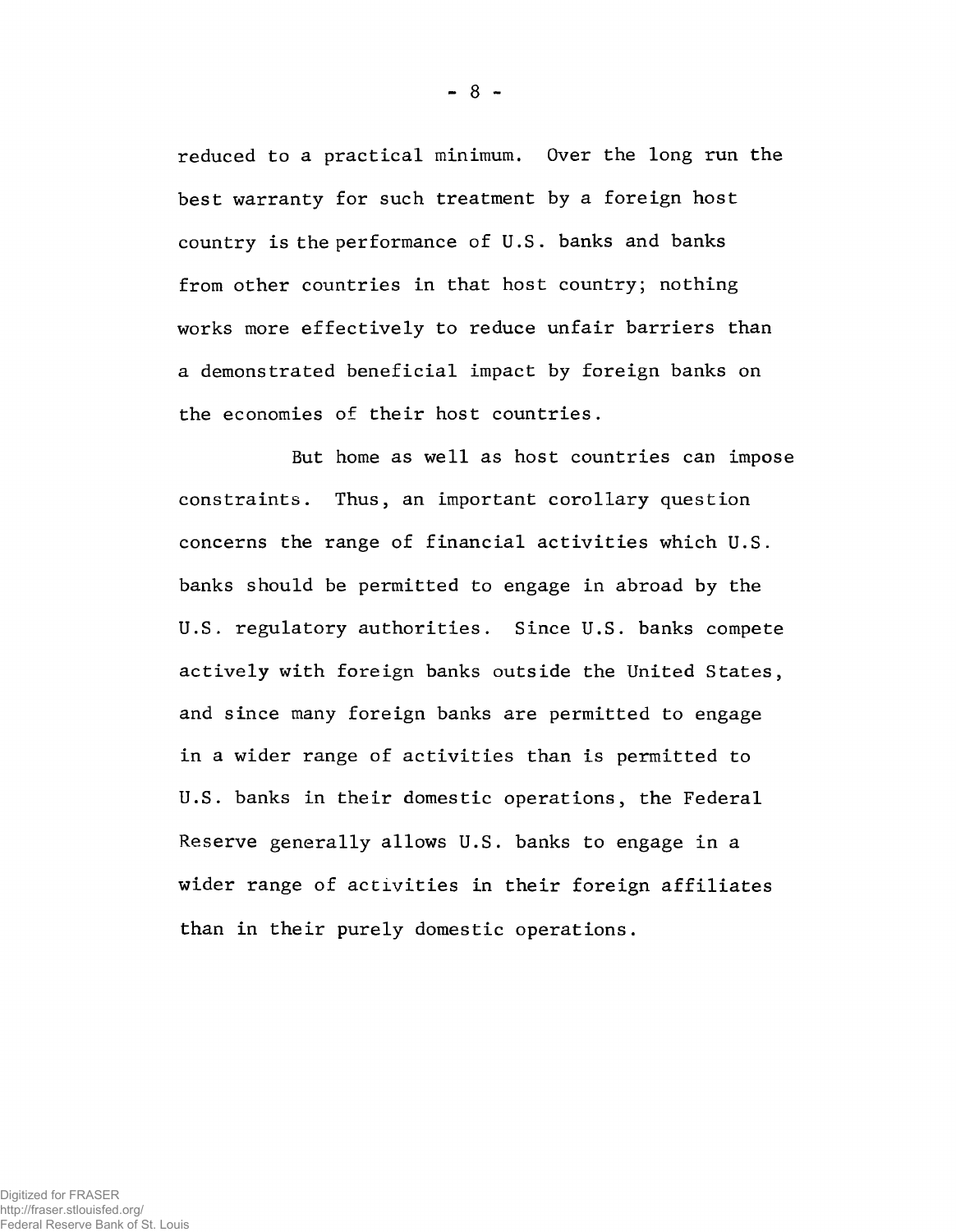reduced to a practical minimum. Over the long run the best warranty for such treatment by a foreign host country is the performance of U.S. banks and banks from other countries in that host country; nothing works more effectively to reduce unfair barriers than a demonstrated beneficial impact by foreign banks on the economies of their host countries.

But home as well as host countries can impose constraints. Thus, an important corollary question concerns the range of financial activities which U.S. banks should be permitted to engage in abroad by the U.S. regulatory authorities. Since U.S. banks compete actively with foreign banks outside the United States, and since many foreign banks are permitted to engage in a wider range of activities than is permitted to U.S. banks in their domestic operations, the Federal Reserve generally allows U.S. banks to engage in a wider range of activities in their foreign affiliates than in their purely domestic operations.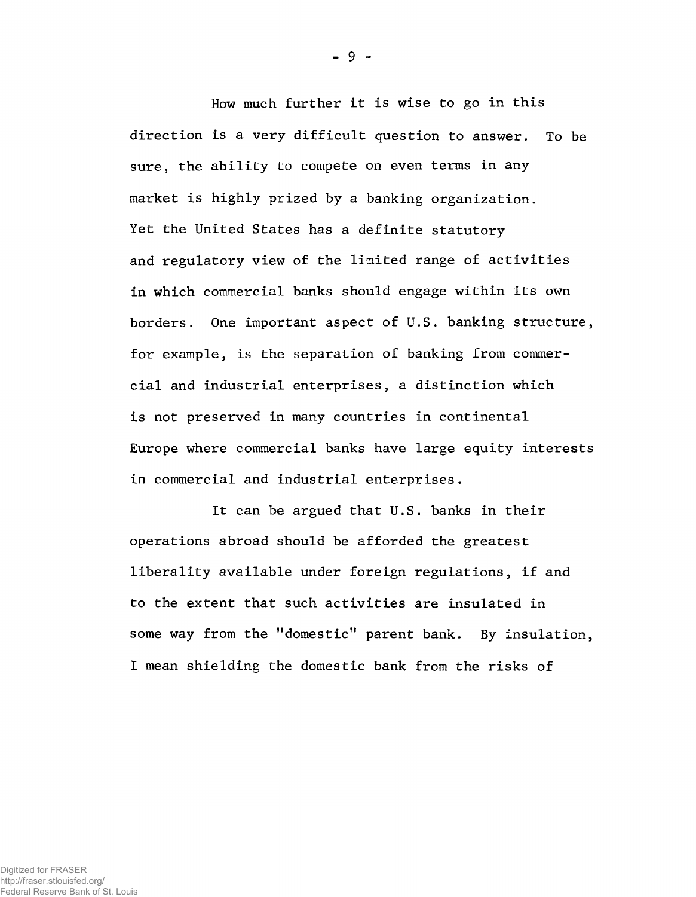How much further it is wise to go in this direction is a very difficult question to answer. To be sure, the ability to compete on even terms in any market is highly prized by a banking organization. Yet the United States has a definite statutory and regulatory view of the limited range of activities in which commercial banks should engage within its own borders. One important aspect of U.S. banking structure, for example, is the separation of banking from commercial and industrial enterprises, a distinction which is not preserved in many countries in continental Europe where commercial banks have large equity interests in commercial and industrial enterprises.

It can be argued that U.S. banks in their operations abroad should be afforded the greatest liberality available under foreign regulations, if and to the extent that such activities are insulated in some way from the "domestic" parent bank. By insulation, I mean shielding the domestic bank from the risks of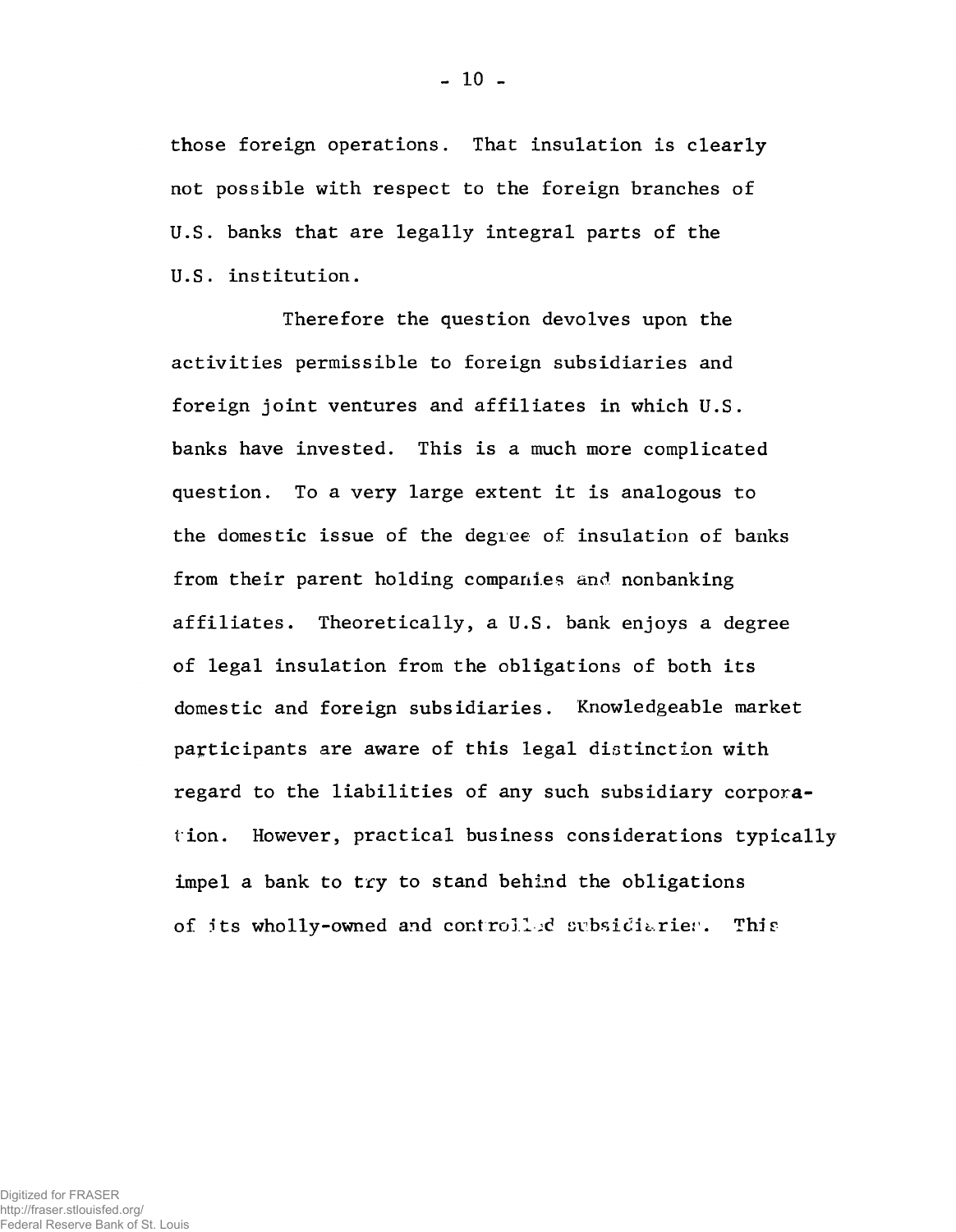those foreign operations. That insulation is clearly not possible with respect to the foreign branches of U.S. banks that are legally integral parts of the U.S. institution.

Therefore the question devolves upon the activities permissible to foreign subsidiaries and foreign joint ventures and affiliates in which U.S. banks have invested. This is a much more complicated question. To a very large extent it is analogous to the domestic issue of the degree of insulation of banks from their parent holding companies and nonbanking affiliates. Theoretically, a U.S. bank enjoys a degree of legal insulation from the obligations of both its domestic and foreign subsidiaries. Knowledgeable market participants are aware of this legal distinction with regard to the liabilities of any such subsidiary corporation. However, practical business considerations typically impel a bank to try to stand behind the obligations of its wholly-owned and controlled subsidiaries. This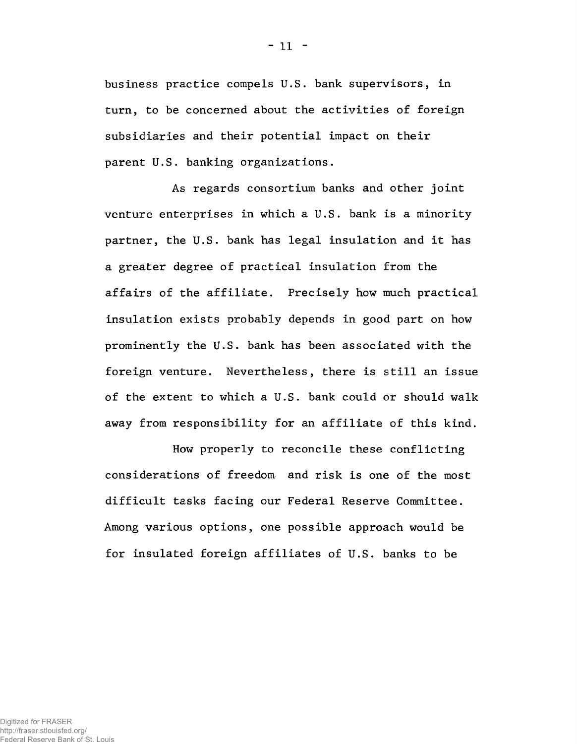business practice compels U.S. bank supervisors, in turn, to be concerned about the activities of foreign subsidiaries and their potential impact on their parent U.S. banking organizations.

As regards consortium banks and other joint venture enterprises in which a U.S. bank is a minority partner, the U.S. bank has legal insulation and it has a greater degree of practical insulation from the affairs of the affiliate. Precisely how much practical insulation exists probably depends in good part on how prominently the U.S. bank has been associated with the foreign venture. Nevertheless, there is still an issue of the extent to which a U.S. bank could or should walk away from responsibility for an affiliate of this kind.

How properly to reconcile these conflicting considerations of freedom and risk is one of the most difficult tasks facing our Federal Reserve Committee. Among various options, one possible approach would be for insulated foreign affiliates of U.S. banks to be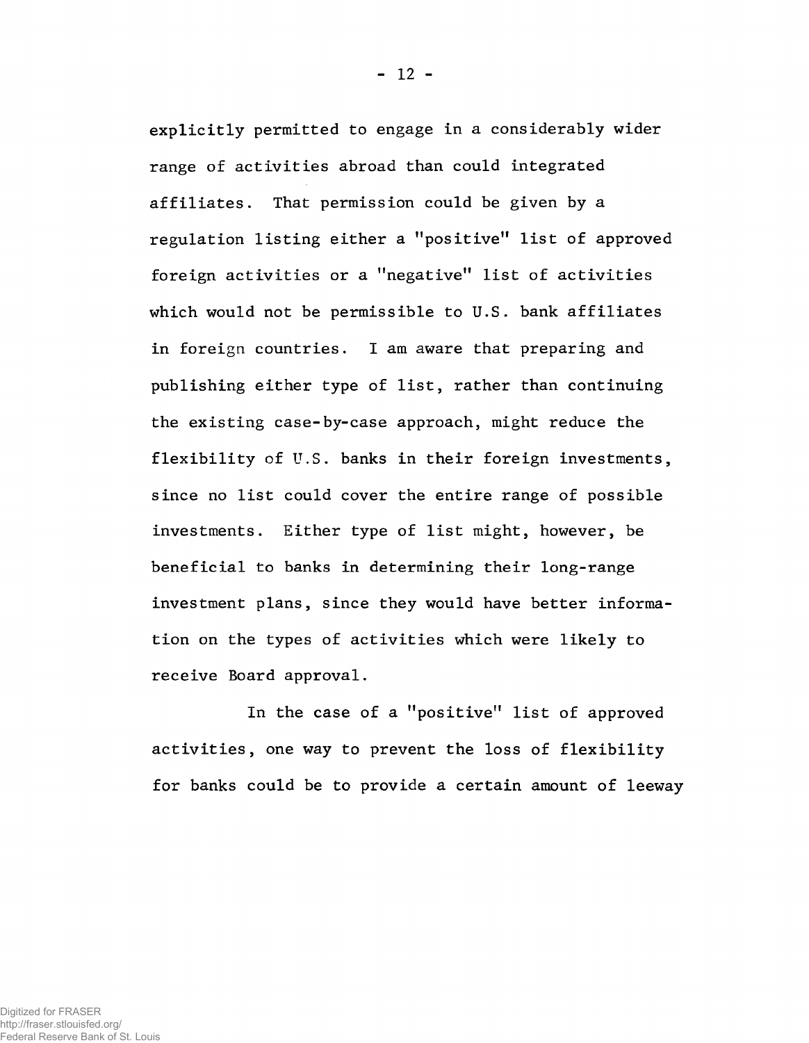explicitly permitted to engage in a considerably wider range of activities abroad than could integrated affiliates. That permission could be given by a regulation listing either a "positive" list of approved foreign activities or a "negative" list of activities which would not be permissible to U.S. bank affiliates in foreign countries. I am aware that preparing and publishing either type of list, rather than continuing the existing case-by-case approach, might reduce the flexibility of U.S. banks in their foreign investments, since no list could cover the entire range of possible investments. Either type of list might, however, be beneficial to banks in determining their long-range investment plans, since they would have better information on the types of activities which were likely to receive Board approval.

In the case of a "positive" list of approved activities, one way to prevent the loss of flexibility for banks could be to provide a certain amount of leeway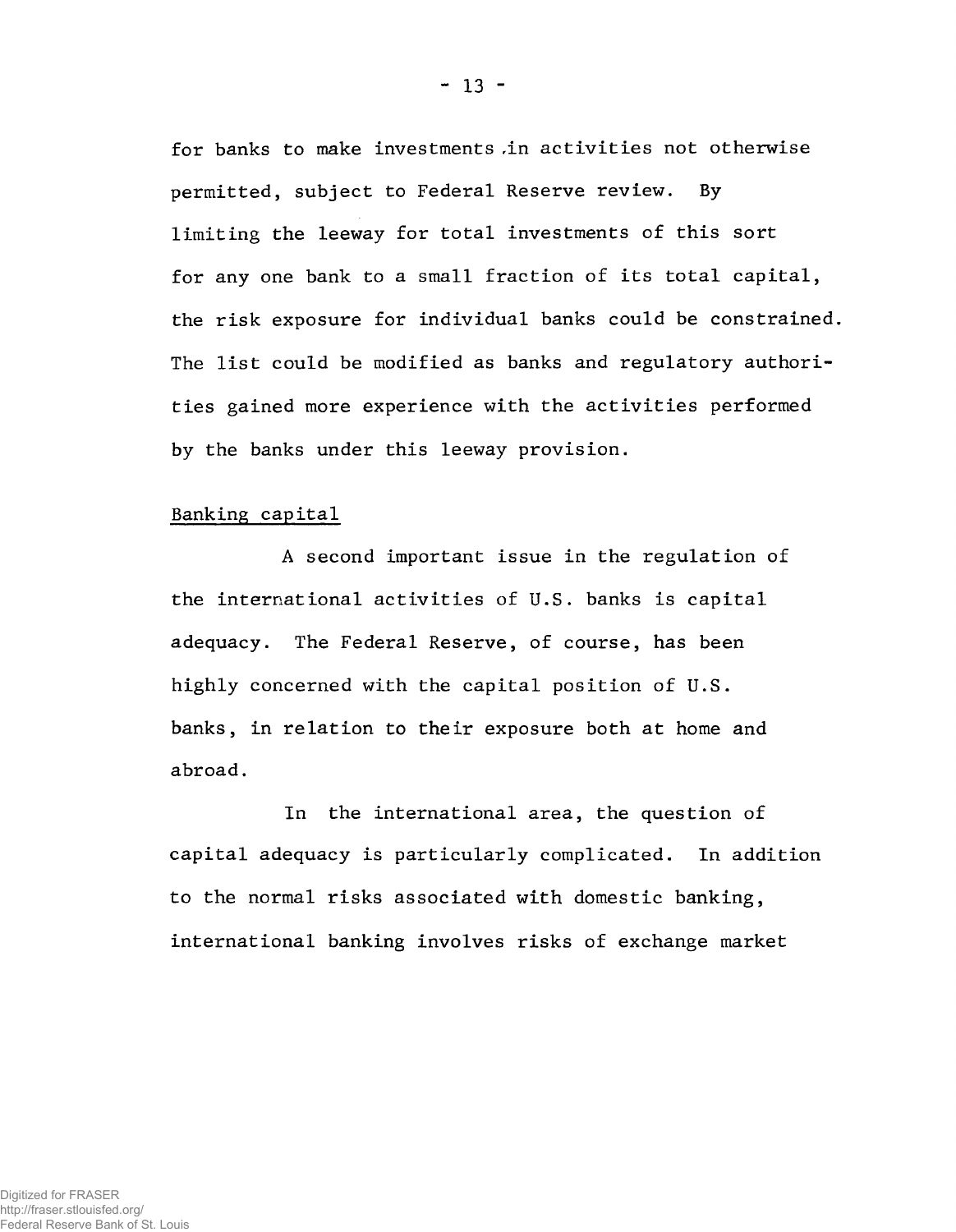for banks to make investments in activities not otherwise permitted, subject to Federal Reserve review. By limiting the leeway for total investments of this sort for any one bank to a small fraction of its total capital, the risk exposure for individual banks could be constrained. The list could be modified as banks and regulatory authorities gained more experience with the activities performed by the banks under this leeway provision.

Banking capital

A second important issue in the regulation of the international activities of U.S. banks is capital adequacy. The Federal Reserve, of course, has been highly concerned with the capital position of U.S. banks, in relation to their exposure both at home and abroad.

In the international area, the question of capital adequacy is particularly complicated. In addition to the normal risks associated with domestic banking, international banking involves risks of exchange market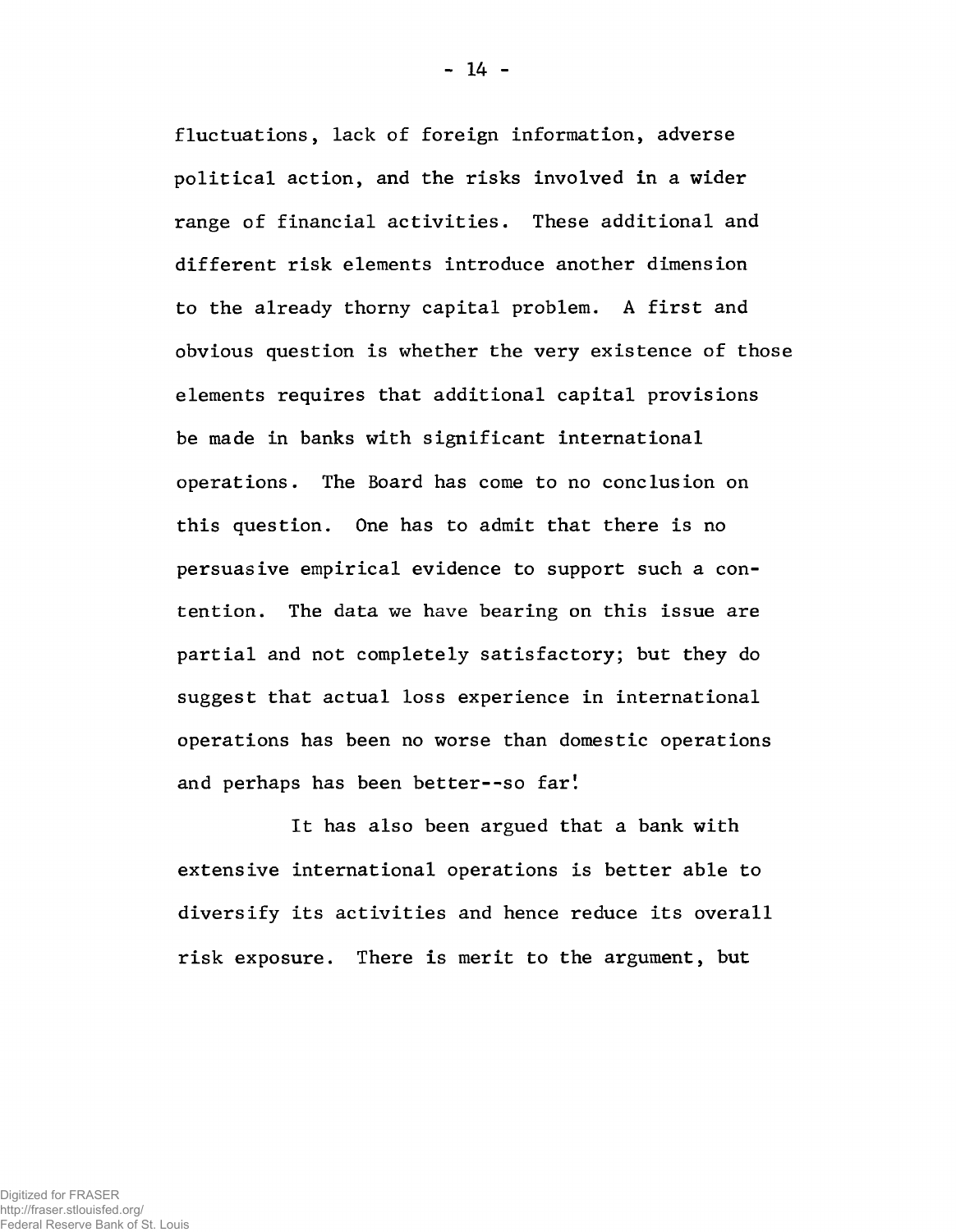fluctuations, lack of foreign information, adverse political action, and the risks involved in a wider range of financial activities. These additional and different risk elements introduce another dimension to the already thorny capital problem. A first and obvious question is whether the very existence of those elements requires that additional capital provisions be made in banks with significant international operations. The Board has come to no conclusion on this question. One has to admit that there is no persuasive empirical evidence to support such a contention. The data we have bearing on this issue are partial and not completely satisfactory; but they do suggest that actual loss experience in international operations has been no worse than domestic operations and perhaps has been better--so far!

It has also been argued that a bank with extensive international operations is better able to diversify its activities and hence reduce its overall risk exposure. There is merit to the argument, but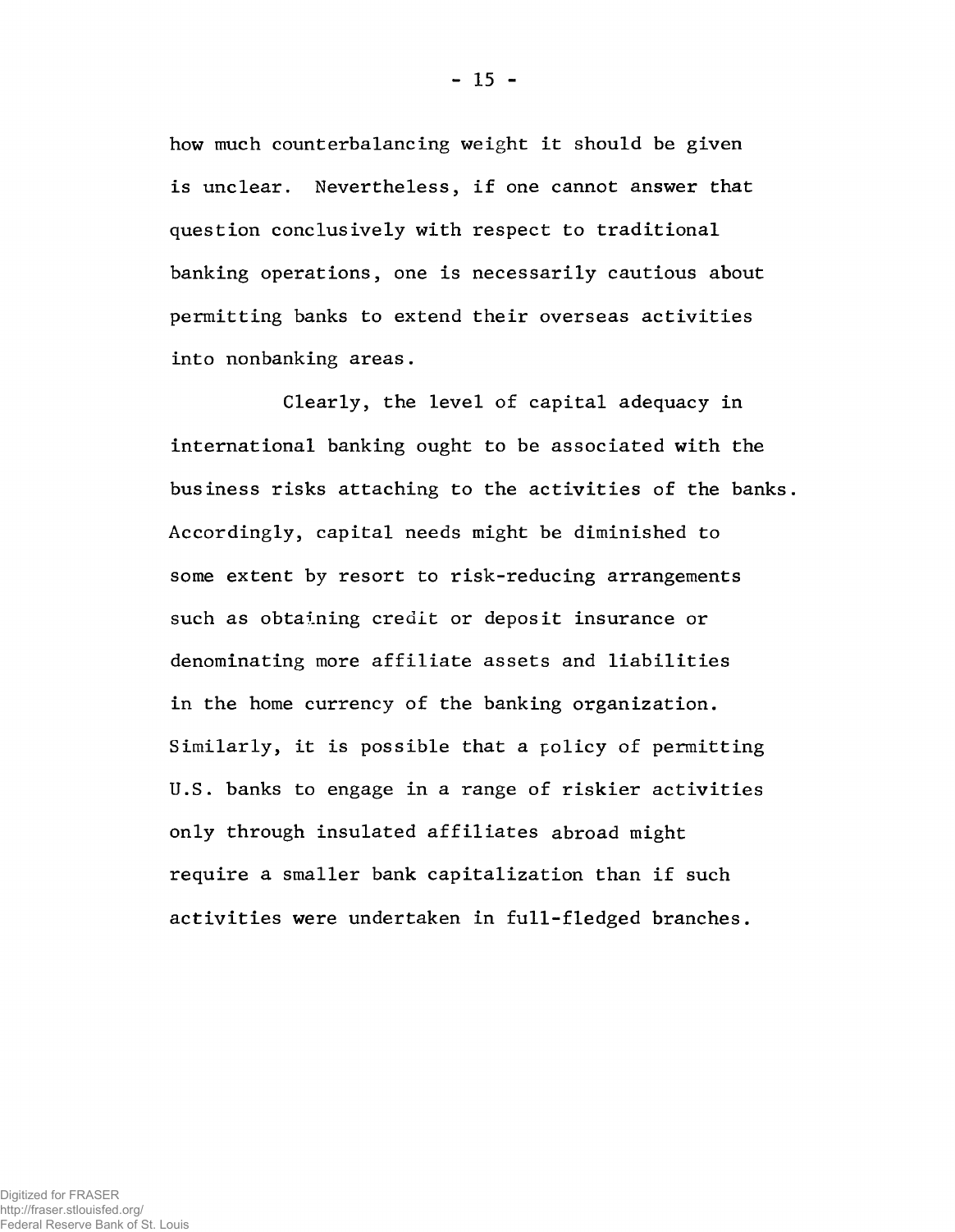how much counterbalancing weight it should be given is unclear. Nevertheless, if one cannot answer that question conclusively with respect to traditional banking operations, one is necessarily cautious about permitting banks to extend their overseas activities into nonbanking areas.

Clearly, the level of capital adequacy in international banking ought to be associated with the business risks attaching to the activities of the banks. Accordingly, capital needs might be diminished to some extent by resort to risk-reducing arrangements such as obtaining credit or deposit insurance or denominating more affiliate assets and liabilities in the home currency of the banking organization. Similarly, it is possible that a policy of permitting U.S. banks to engage in a range of riskier activities only through insulated affiliates abroad might require a smaller bank capitalization than if such activities were undertaken in full-fledged branches.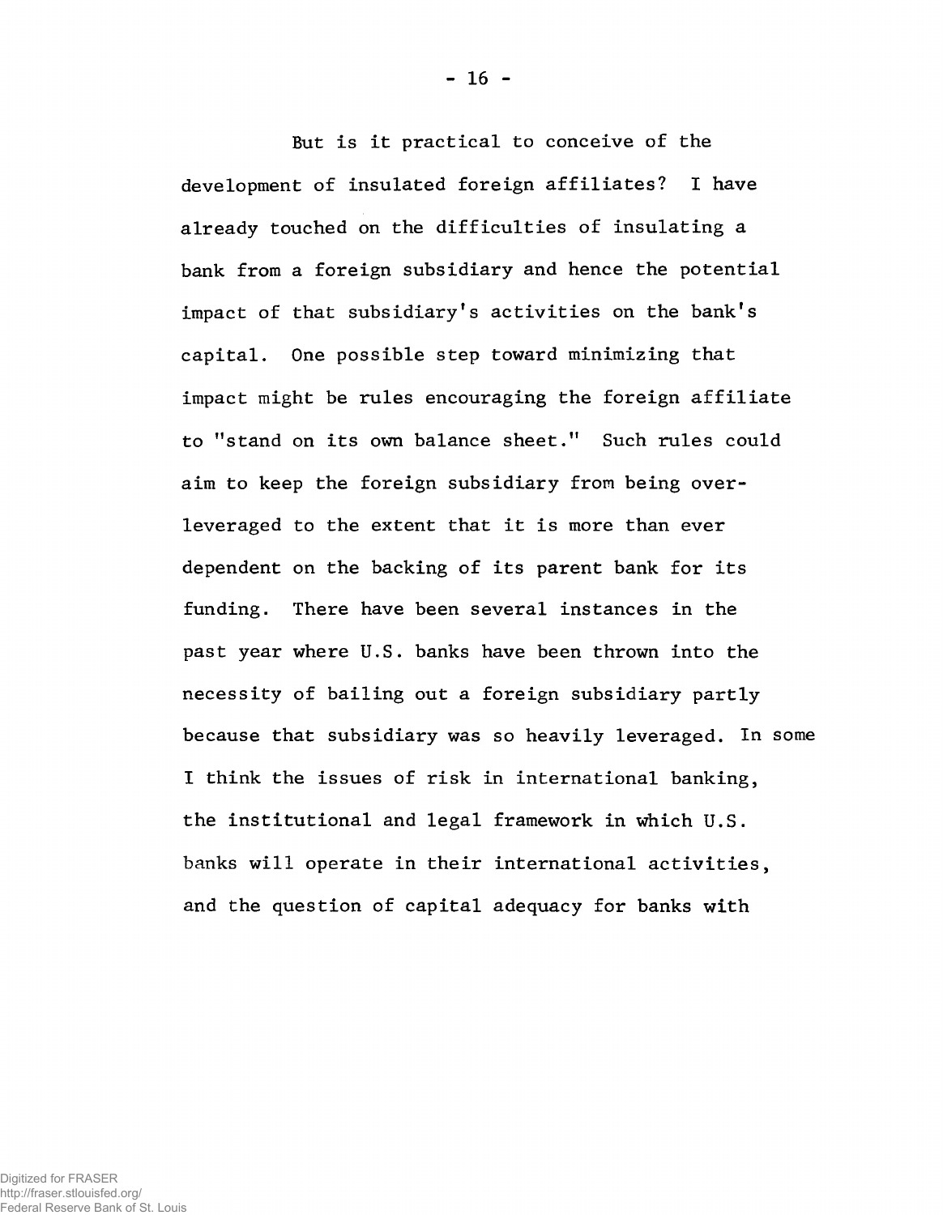But is it practical to conceive of the development of insulated foreign affiliates? I have already touched on the difficulties of insulating a bank from a foreign subsidiary and hence the potential impact of that subsidiary's activities on the bank's capital. One possible step toward minimizing that impact might be rules encouraging the foreign affiliate to "stand on its own balance sheet." Such rules could aim to keep the foreign subsidiary from being over-leveraged to the extent that it is more than ever dependent on the backing of its parent bank for its funding. There have been several instances in the past year where U.S. banks have been thrown into the necessity of bailing out a foreign subsidiary partly because that subsidiary was so heavily leveraged. In some I think the issues of risk in international banking, the institutional and legal framework in which U.S. banks will operate in their international activities, and the question of capital adequacy for banks with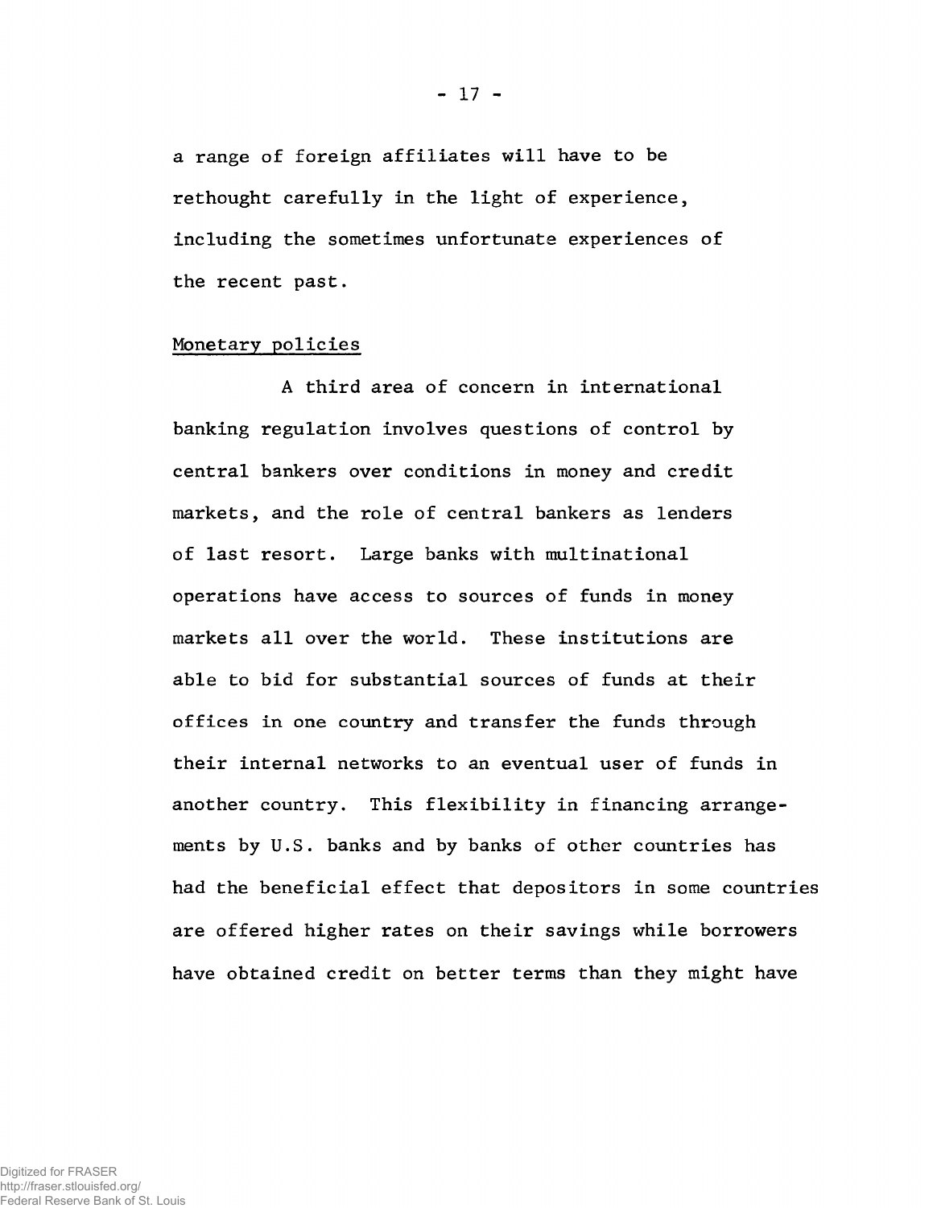a range of foreign affiliates will have to be rethought carefully in the light of experience, including the sometimes unfortunate experiences of the recent past.

## Monetary policies

A third area of concern in international banking regulation involves questions of control by central bankers over conditions in money and credit markets, and the role of central bankers as lenders of last resort. Large banks with multinational operations have access to sources of funds in money markets all over the world. These institutions are able to bid for substantial sources of funds at their offices in one country and transfer the funds through their internal networks to an eventual user of funds in another country. This flexibility in financing arrangements by U.S. banks and by banks of other countries has had the beneficial effect that depositors in some countries are offered higher rates on their savings while borrowers have obtained credit on better terms than they might have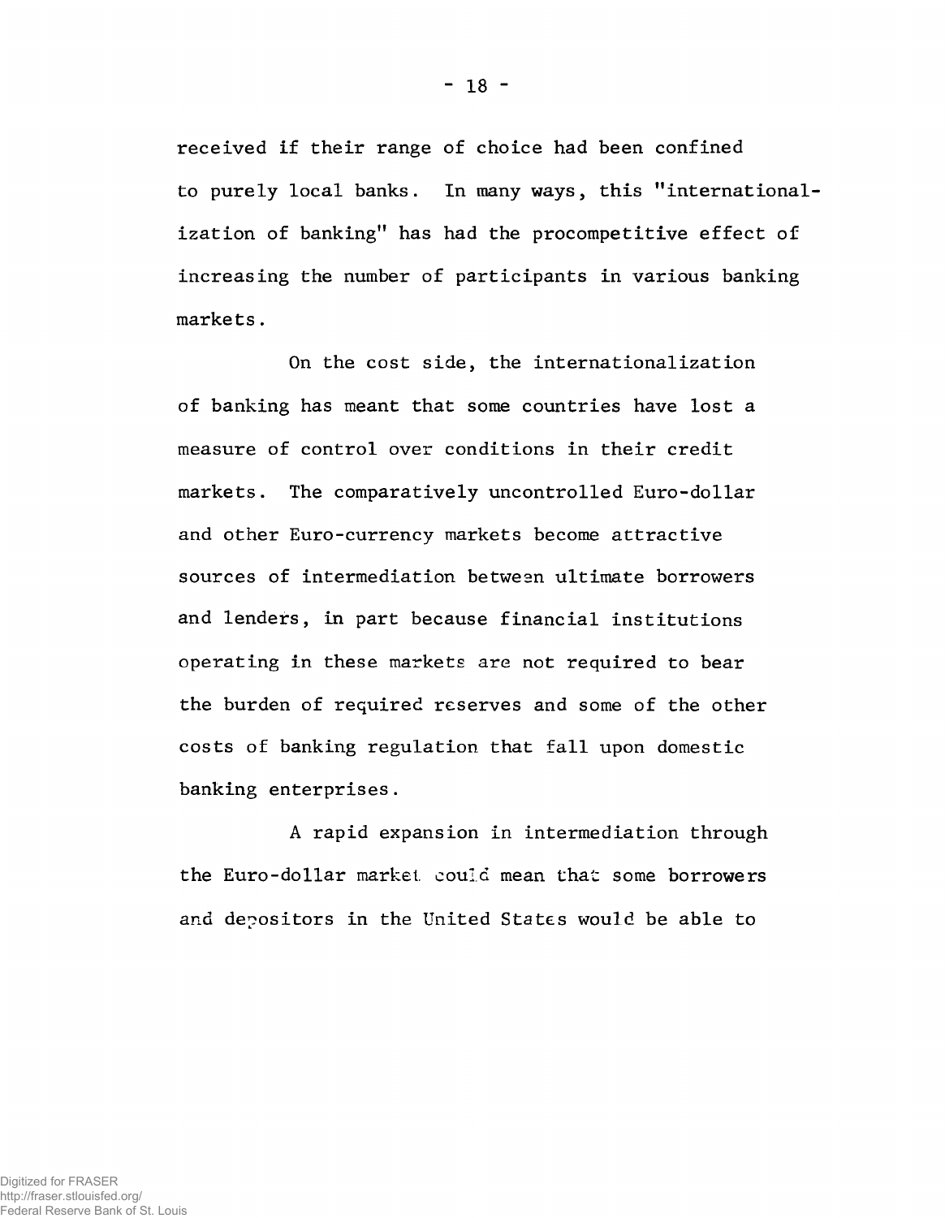received if their range of choice had been confined to purely local banks. In many ways, this "internationalization of banking" has had the procompetitive effect of increasing the number of participants in various banking markets.

On the cost side, the internationalization of banking has meant that some countries have lost a measure of control over conditions in their credit markets. The comparatively uncontrolled Euro-dollar and other Euro-currency markets become attractive sources of intermediation between ultimate borrowers and lenders, in part because financial institutions operating in these markets are not required to bear the burden of required reserves and some of the other costs of banking regulation that fall upon domestic banking enterprises.

A rapid expansion in intermediation through the Euro-dollar market could mean that some borrowers and depositors in the United States would be able to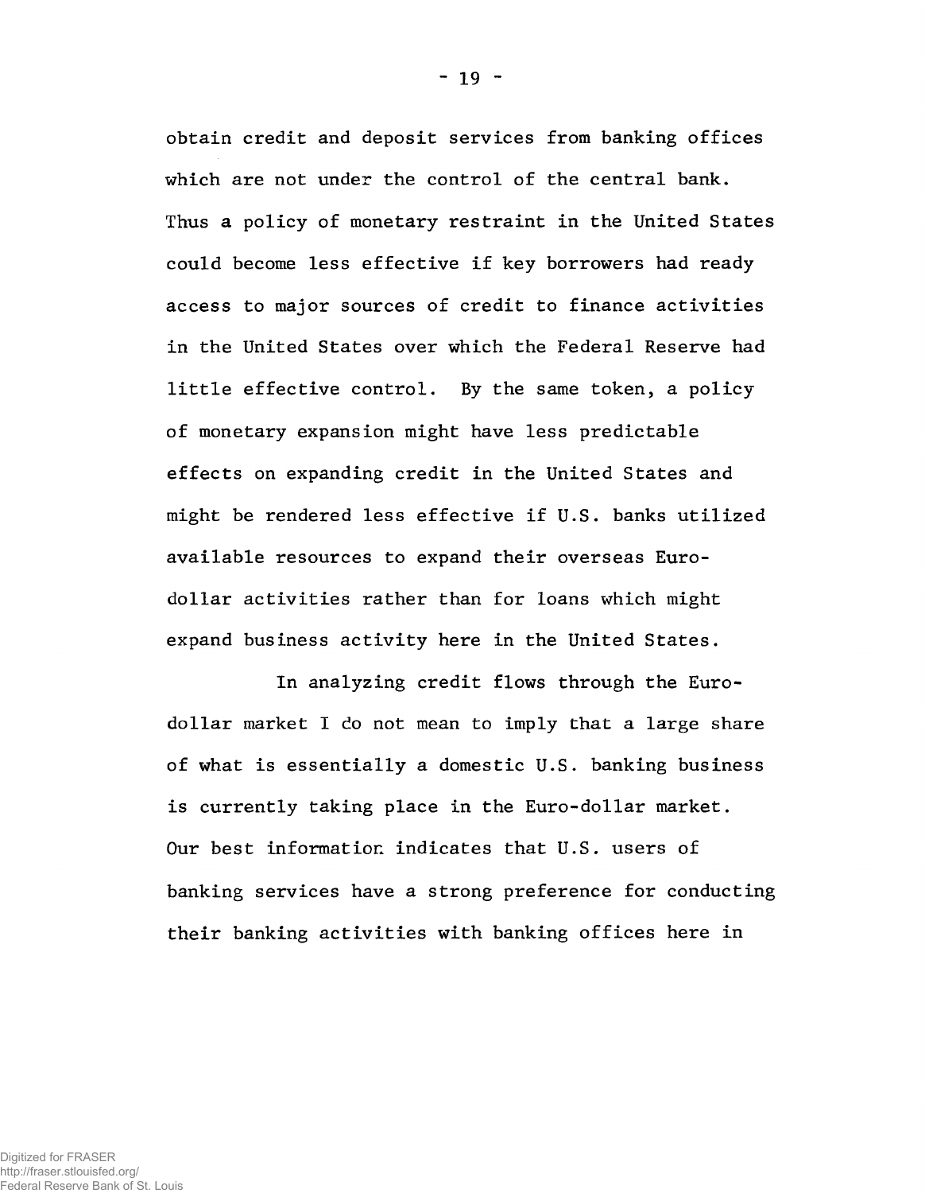obtain credit and deposit services from banking offices which are not under the control of the central bank. Thus a policy of monetary restraint in the United States could become less effective if key borrowers had ready access to major sources of credit to finance activities in the United States over which the Federal Reserve had little effective control. By the same token, a policy of monetary expansion might have less predictable effects on expanding credit in the United States and might be rendered less effective if U.S. banks utilized available resources to expand their overseas Euro-dollar activities rather than for loans which might expand business activity here in the United States.

In analyzing credit flows through the Euro-dollar market I do not mean to imply that a large share of what is essentially a domestic U.S. banking business is currently taking place in the Euro-dollar market. Our best information indicates that U.S. users of banking services have a strong preference for conducting their banking activities with banking offices here in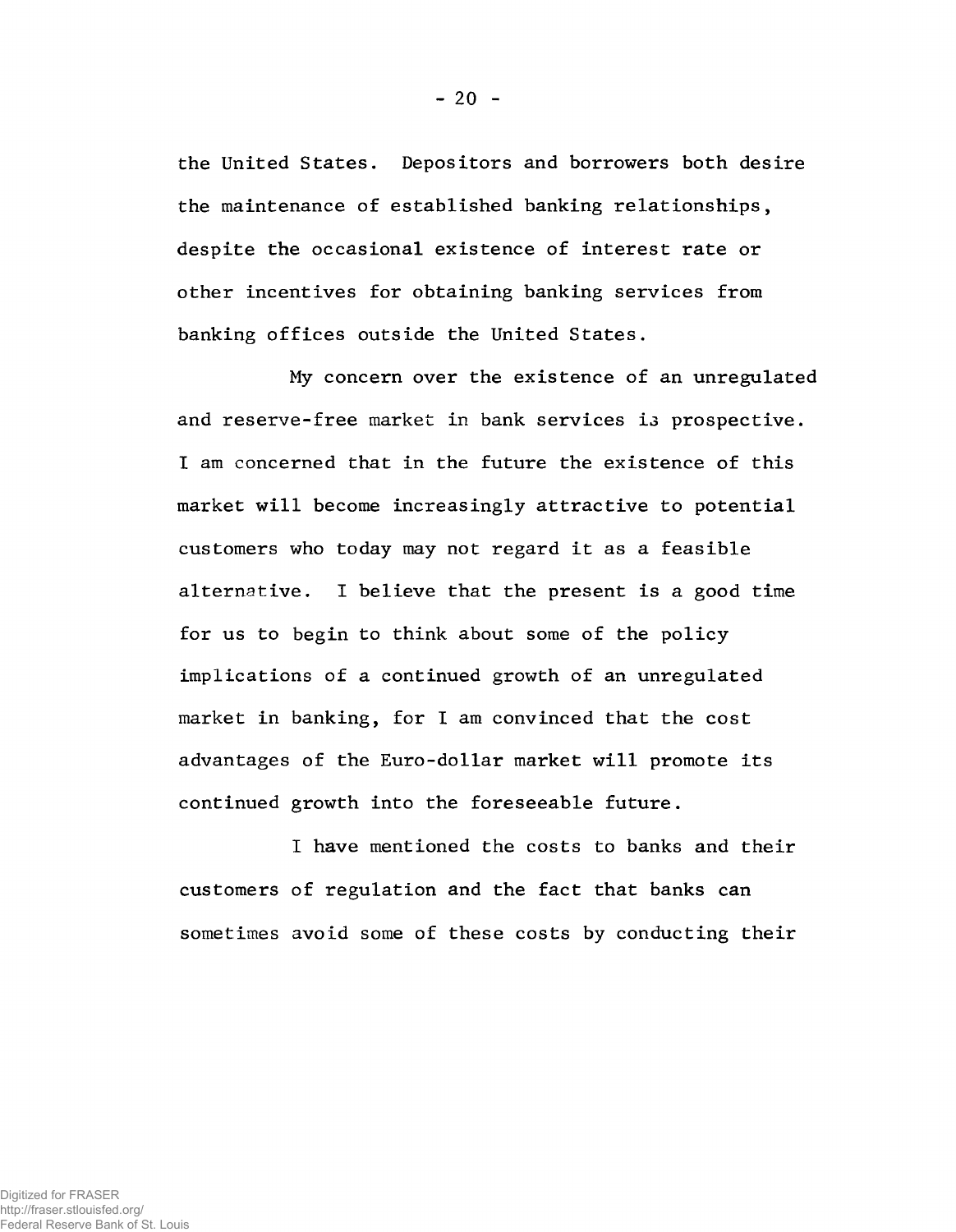the United States. Depositors and borrowers both desire the maintenance of established banking relationships, despite the occasional existence of interest rate or other incentives for obtaining banking services from banking offices outside the United States.

My concern over the existence of an unregulated and reserve-free market in bank services is prospective. I am concerned that in the future the existence of this market will become increasingly attractive to potential customers who today may not regard it as a feasible alternative. I believe that the present is a good time for us to begin to think about some of the policy implications of a continued growth of an unregulated market in banking, for I am convinced that the cost advantages of the Euro-dollar market will promote its continued growth into the foreseeable future.

I have mentioned the costs to banks and their customers of regulation and the fact that banks can sometimes avoid some of these costs by conducting their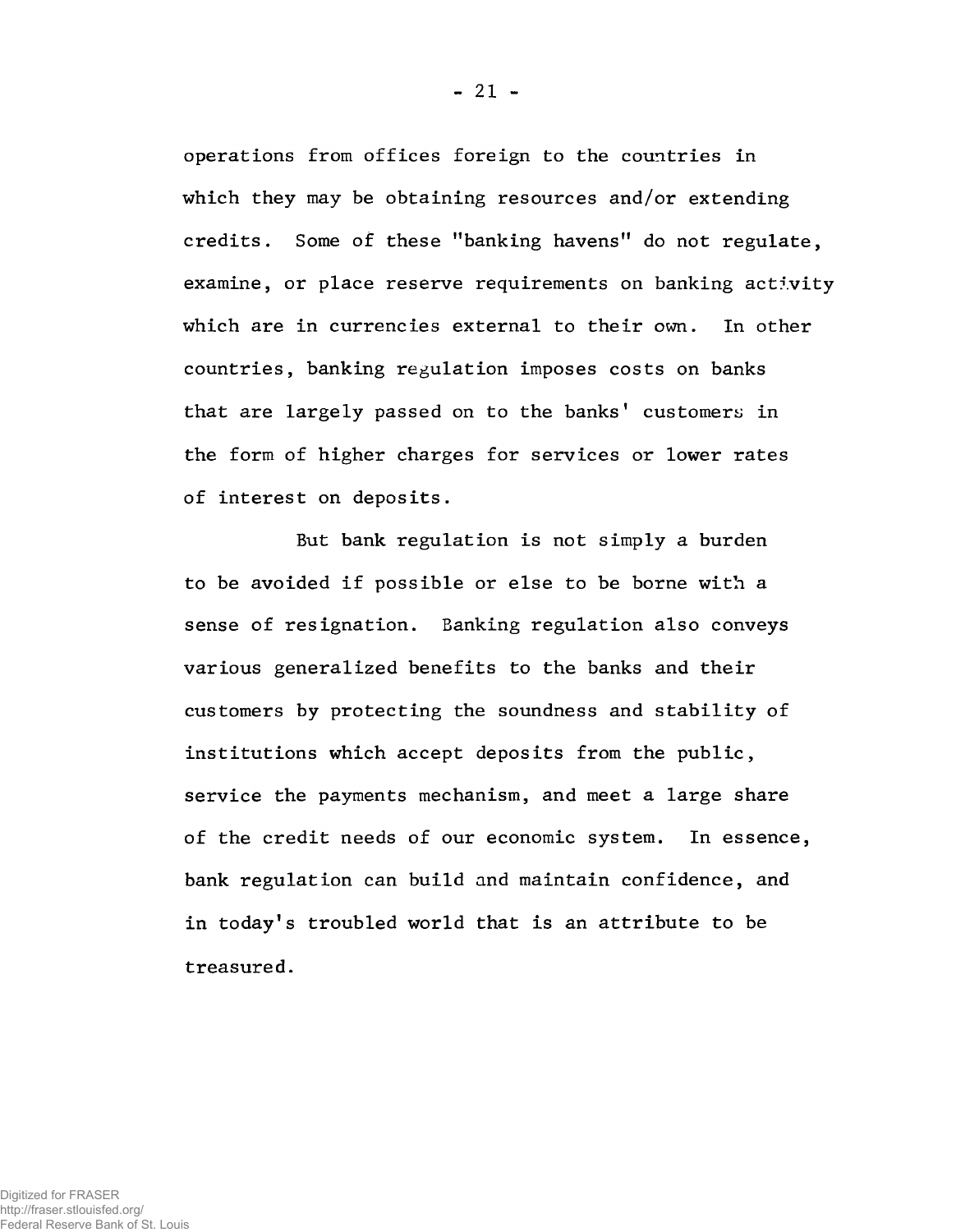operations from offices foreign to the countries in which they may be obtaining resources and/or extending credits. Some of these "banking havens" do not regulate, examine, or place reserve requirements on banking activity which are in currencies external to their own. In other countries, banking regulation imposes costs on banks that are largely passed on to the banks' customers in the form of higher charges for services or lower rates of interest on deposits.

But bank regulation is not simply a burden to be avoided if possible or else to be borne with a sense of resignation. Banking regulation also conveys various generalized benefits to the banks and their customers by protecting the soundness and stability of institutions which accept deposits from the public, service the payments mechanism, and meet a large share of the credit needs of our economic system. In essence, bank regulation can build and maintain confidence, and in today's troubled world that is an attribute to be treasured.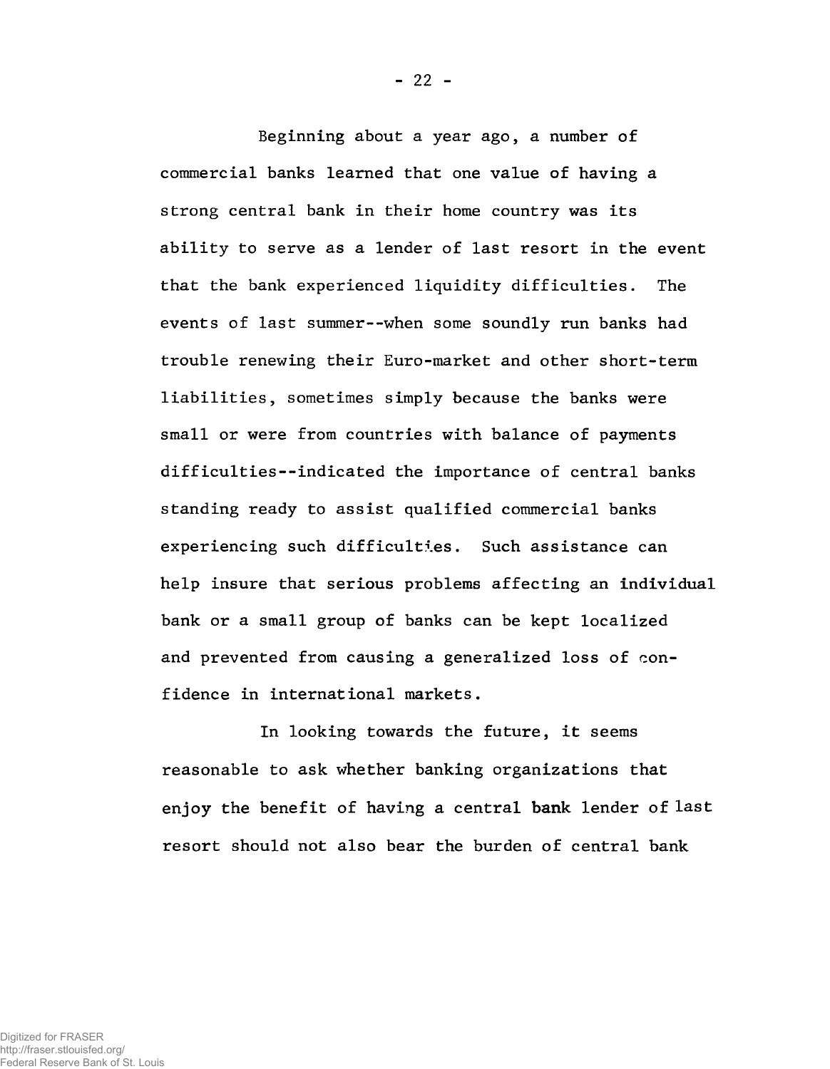Beginning about a year ago, a number of commercial banks learned that one value of having a strong central bank in their home country was its ability to serve as a lender of last resort in the event that the bank experienced liquidity difficulties. The events of last summer--when some soundly run banks had trouble renewing their Euro-market and other short-term liabilities, sometimes simply because the banks were small or were from countries with balance of payments difficulties--indicated the importance of central banks standing ready to assist qualified commercial banks experiencing such difficulties. Such assistance can help insure that serious problems affecting an individual bank or a small group of banks can be kept localized and prevented from causing a generalized loss of confidence in international markets.

In looking towards the future, it seems reasonable to ask whether banking organizations that enjoy the benefit of having a central bank lender of last resort should not also bear the burden of central bank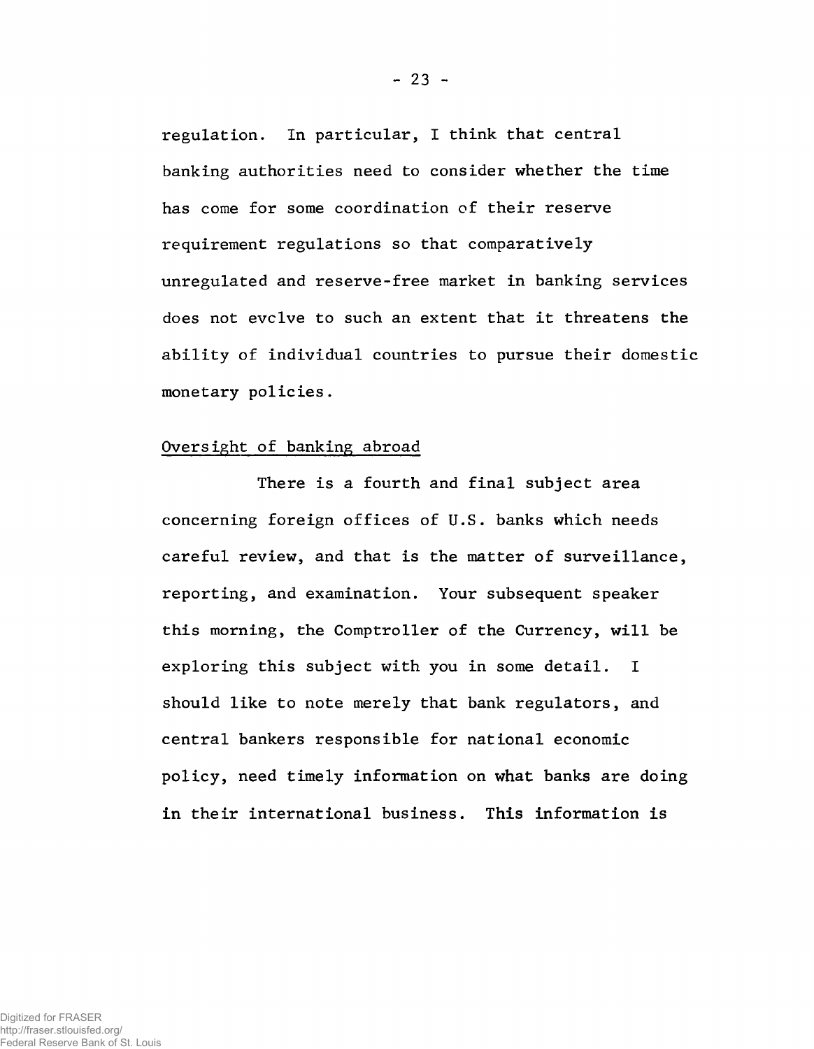regulation. In particular, I think that central banking authorities need to consider whether the time has come for some coordination of their reserve requirement regulations so that comparatively unregulated and reserve-free market in banking services does not evolve to such an extent that it threatens the ability of individual countries to pursue their domestic monetary policies.

## Oversight of banking abroad

There is a fourth and final subject area concerning foreign offices of U.S. banks which needs careful review, and that is the matter of surveillance, reporting, and examination. Your subsequent speaker this morning, the Comptroller of the Currency, will be exploring this subject with you in some detail. I should like to note merely that bank regulators, and central bankers responsible for national economic policy, need timely information on what banks are doing in their international business. This information is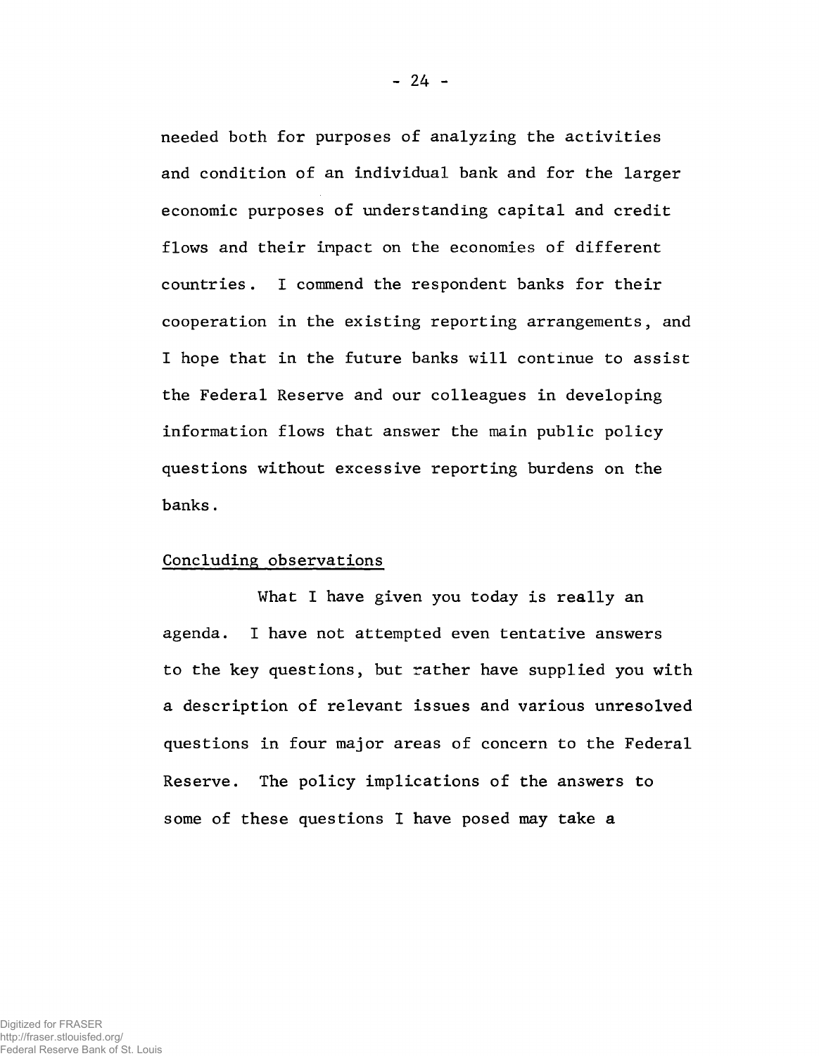needed both for purposes of analyzing the activities and condition of an individual bank and for the larger economic purposes of understanding capital and credit flows and their impact on the economies of different countries. I commend the respondent banks for their cooperation in the existing reporting arrangements, and I hope that in the future banks will continue to assist the Federal Reserve and our colleagues in developing information flows that answer the main public policy questions without excessive reporting burdens on the banks.

## Concluding observations

What I have given you today is really an agenda. I have not attempted even tentative answers to the key questions, but rather have supplied you with a description of relevant issues and various unresolved questions in four major areas of concern to the Federal Reserve. The policy implications of the answers to some of these questions I have posed may take a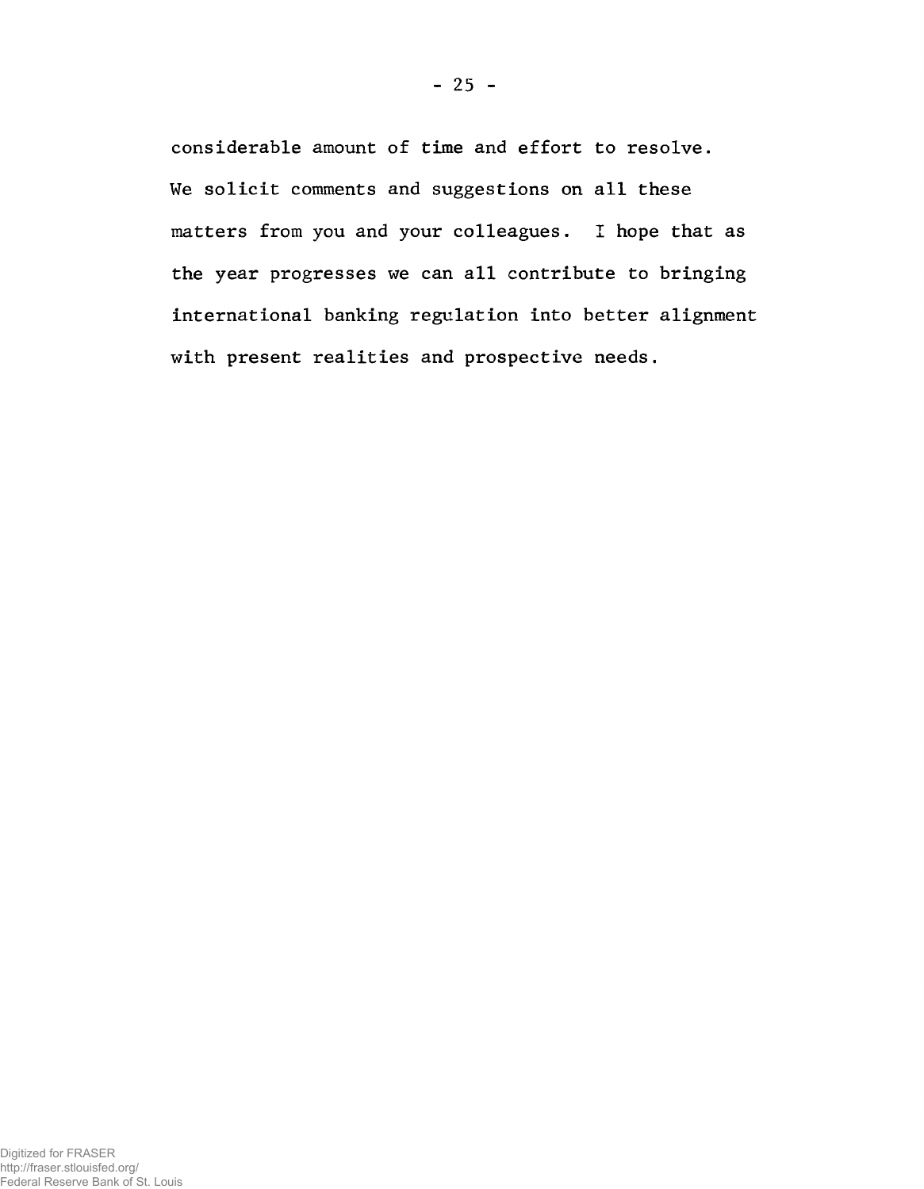considerable amount of time and effort to resolve. We solicit comments and suggestions on all these matters from you and your colleagues. I hope that as the year progresses we can all contribute to bringing international banking regulation into better alignment with present realities and prospective needs.